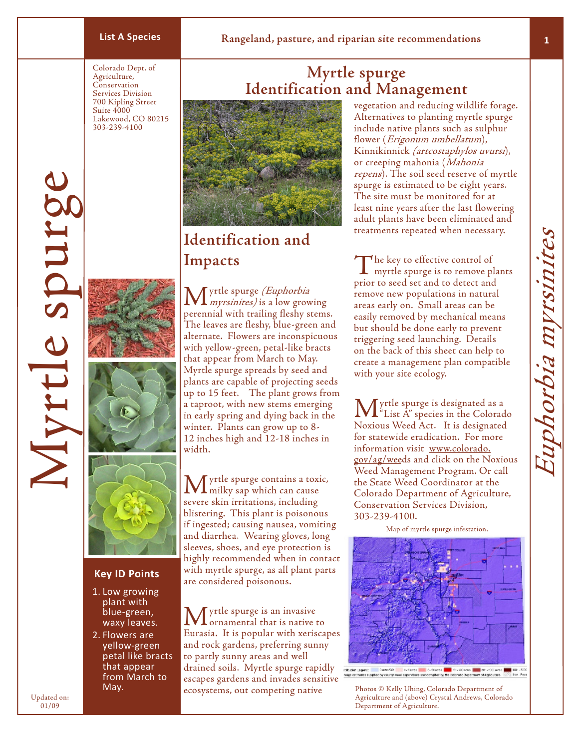**List A Species**

**Rangeland, pasture, and riparian site recommendations**

Colorado Dept. of Agriculture,
Conservation Services Division
700 Kipling Street
Suite 4000
Lakewood, CO 80215
303-239-4100

# Myrtle spurge

# Myrtle spurge Identification and Management

*Euphorbia myrsinites*

## Identification and Impacts

Myrtle spurge *(Euphorbia myrsinites)* is a low growing perennial with trailing fleshy stems. The leaves are fleshy, blue-green and alternate. Flowers are inconspicuous with yellow-green, petal-like bracts that appear from March to May. Myrtle spurge spreads by seed and plants are capable of projecting seeds up to 15 feet. The plant grows from a taproot, with new stems emerging in early spring and dying back in the winter. Plants can grow up to 8-12 inches high and 12-18 inches in width.

Myrtle spurge contains a toxic, milky sap which can cause severe skin irritations, including blistering. This plant is poisonous if ingested; causing nausea, vomiting and diarrhea. Wearing gloves, long sleeves, shoes, and eye protection is highly recommended when in contact with myrtle spurge, as all plant parts are considered poisonous.

Myrtle spurge is an invasive ornamental that is native to Eurasia. It is popular with xeriscapes and rock gardens, preferring sunny to partly sunny areas and well drained soils. Myrtle spurge rapidly escapes gardens and invades sensitive ecosystems, out competing native vegetation and reducing wildlife forage. Alternatives to planting myrtle spurge include native plants such as sulphur flower (*Erigonum umbellatum*), Kinnikinnick *(artcostaphylos uvursi*), or creeping mahonia (*Mahonia repens*). The soil seed reserve of myrtle spurge is estimated to be eight years. The site must be monitored for at least nine years after the last flowering adult plants have been eliminated and treatments repeated when necessary.

The key to effective control of myrtle spurge is to remove plants prior to seed set and to detect and remove new populations in natural areas early on. Small areas can be easily removed by mechanical means but should be done early to prevent triggering seed launching. Details on the back of this sheet can help to create a management plan compatible with your site ecology.

Myrtle spurge is designated as a "List A" species in the Colorado Noxious Weed Act. It is designated for statewide eradication. For more information visit www.colorado.gov/ag/weeds and click on the Noxious Weed Management Program. Or call the State Weed Coordinator at the Colorado Department of Agriculture, Conservation Services Division, 303-239-4100.

Map of myrtle spurge infestation.

Photos © Kelly Uhing, Colorado Department of Agriculture and (above) Crystal Andrews, Colorado Department of Agriculture.

### Key ID Points

1. Low growing plant with blue-green, waxy leaves.
2. Flowers are yellow-green petal like bracts that appear from March to May.

Updated on: 01/09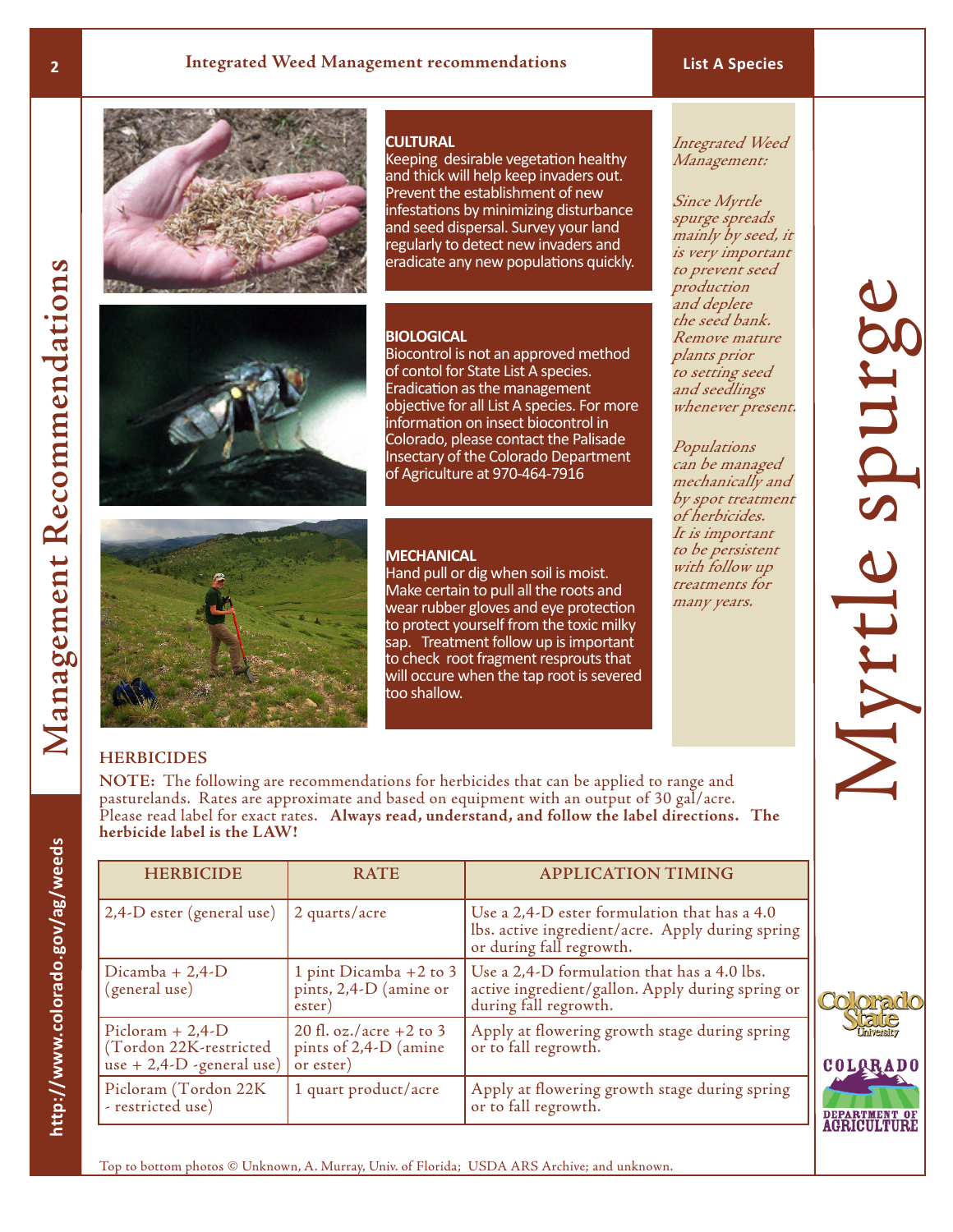# Integrated Weed Management recommendations

**List A Species**

# Myrtle spurge

## Management Recommendations

### CULTURAL

Keeping desirable vegetation healthy and thick will help keep invaders out. Prevent the establishment of new infestations by minimizing disturbance and seed dispersal. Survey your land regularly to detect new invaders and eradicate any new populations quickly.

### BIOLOGICAL

Biocontrol is not an approved method of contol for State List A species. Eradication as the management objective for all List A species. For more information on insect biocontrol in Colorado, please contact the Palisade Insectary of the Colorado Department of Agriculture at 970-464-7916

### MECHANICAL

Hand pull or dig when soil is moist. Make certain to pull all the roots and wear rubber gloves and eye protection to protect yourself from the toxic milky sap. Treatment follow up is important to check root fragment resprouts that will occure when the tap root is severed too shallow.

*Integrated Weed Management:*

*Since Myrtle spurge spreads mainly by seed, it is very important to prevent seed production and deplete the seed bank. Remove mature plants prior to setting seed and seedlings whenever present.*

*Populations can be managed mechanically and by spot treatment of herbicides. It is important to be persistent with follow up treatments for many years.*

### HERBICIDES

**NOTE:** The following are recommendations for herbicides that can be applied to range and pasturelands. Rates are approximate and based on equipment with an output of 30 gal/acre. Please read label for exact rates. **Always read, understand, and follow the label directions. The herbicide label is the LAW!**

| HERBICIDE | RATE | APPLICATION TIMING |
|---|---|---|
| 2,4-D ester (general use) | 2 quarts/acre | Use a 2,4-D ester formulation that has a 4.0 lbs. active ingredient/acre. Apply during spring or during fall regrowth. |
| Dicamba + 2,4-D (general use) | 1 pint Dicamba +2 to 3 pints, 2,4-D (amine or ester) | Use a 2,4-D formulation that has a 4.0 lbs. active ingredient/gallon. Apply during spring or during fall regrowth. |
| Picloram + 2,4-D (Tordon 22K-restricted use + 2,4-D -general use) | 20 fl. oz./acre +2 to 3 pints of 2,4-D (amine or ester) | Apply at flowering growth stage during spring or to fall regrowth. |
| Picloram (Tordon 22K - restricted use) | 1 quart product/acre | Apply at flowering growth stage during spring or to fall regrowth. |

Top to bottom photos © Unknown, A. Murray, Univ. of Florida; USDA ARS Archive; and unknown.

http://www.colorado.gov/ag/weeds